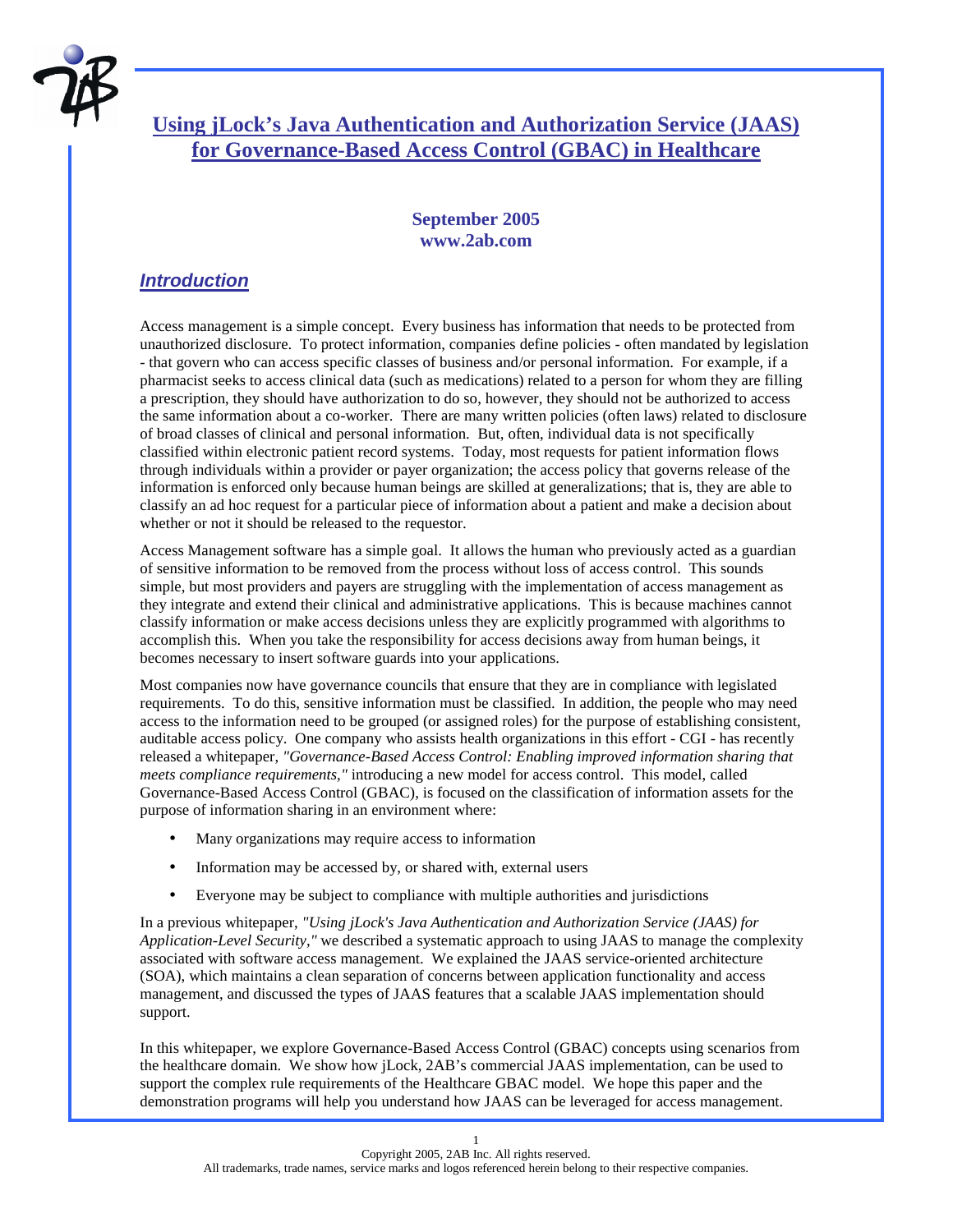# Using jLock's Java Authentication and Authorization Service (JAAS) for Governance-Based Access Control (GBAC) in Healthcare

**September 2005**
**www.2ab.com**

## *Introduction*

Access management is a simple concept. Every business has information that needs to be protected from unauthorized disclosure. To protect information, companies define policies - often mandated by legislation - that govern who can access specific classes of business and/or personal information. For example, if a pharmacist seeks to access clinical data (such as medications) related to a person for whom they are filling a prescription, they should have authorization to do so, however, they should not be authorized to access the same information about a co-worker. There are many written policies (often laws) related to disclosure of broad classes of clinical and personal information. But, often, individual data is not specifically classified within electronic patient record systems. Today, most requests for patient information flows through individuals within a provider or payer organization; the access policy that governs release of the information is enforced only because human beings are skilled at generalizations; that is, they are able to classify an ad hoc request for a particular piece of information about a patient and make a decision about whether or not it should be released to the requestor.

Access Management software has a simple goal. It allows the human who previously acted as a guardian of sensitive information to be removed from the process without loss of access control. This sounds simple, but most providers and payers are struggling with the implementation of access management as they integrate and extend their clinical and administrative applications. This is because machines cannot classify information or make access decisions unless they are explicitly programmed with algorithms to accomplish this. When you take the responsibility for access decisions away from human beings, it becomes necessary to insert software guards into your applications.

Most companies now have governance councils that ensure that they are in compliance with legislated requirements. To do this, sensitive information must be classified. In addition, the people who may need access to the information need to be grouped (or assigned roles) for the purpose of establishing consistent, auditable access policy. One company who assists health organizations in this effort - CGI - has recently released a whitepaper, *"Governance-Based Access Control: Enabling improved information sharing that meets compliance requirements,"* introducing a new model for access control. This model, called Governance-Based Access Control (GBAC), is focused on the classification of information assets for the purpose of information sharing in an environment where:

- Many organizations may require access to information
- Information may be accessed by, or shared with, external users
- Everyone may be subject to compliance with multiple authorities and jurisdictions

In a previous whitepaper, *"Using jLock's Java Authentication and Authorization Service (JAAS) for Application-Level Security,"* we described a systematic approach to using JAAS to manage the complexity associated with software access management. We explained the JAAS service-oriented architecture (SOA), which maintains a clean separation of concerns between application functionality and access management, and discussed the types of JAAS features that a scalable JAAS implementation should support.

In this whitepaper, we explore Governance-Based Access Control (GBAC) concepts using scenarios from the healthcare domain. We show how jLock, 2AB's commercial JAAS implementation, can be used to support the complex rule requirements of the Healthcare GBAC model. We hope this paper and the demonstration programs will help you understand how JAAS can be leveraged for access management.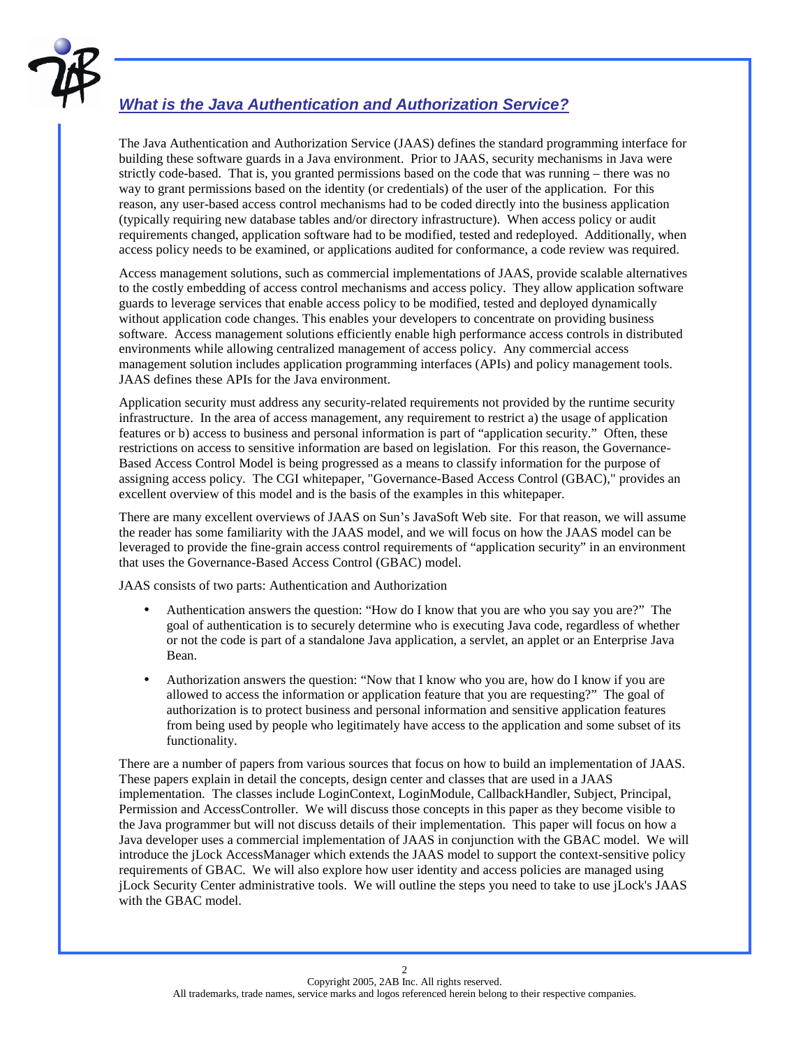## ***What is the Java Authentication and Authorization Service?***

The Java Authentication and Authorization Service (JAAS) defines the standard programming interface for building these software guards in a Java environment. Prior to JAAS, security mechanisms in Java were strictly code-based. That is, you granted permissions based on the code that was running – there was no way to grant permissions based on the identity (or credentials) of the user of the application. For this reason, any user-based access control mechanisms had to be coded directly into the business application (typically requiring new database tables and/or directory infrastructure). When access policy or audit requirements changed, application software had to be modified, tested and redeployed. Additionally, when access policy needs to be examined, or applications audited for conformance, a code review was required.

Access management solutions, such as commercial implementations of JAAS, provide scalable alternatives to the costly embedding of access control mechanisms and access policy. They allow application software guards to leverage services that enable access policy to be modified, tested and deployed dynamically without application code changes. This enables your developers to concentrate on providing business software. Access management solutions efficiently enable high performance access controls in distributed environments while allowing centralized management of access policy. Any commercial access management solution includes application programming interfaces (APIs) and policy management tools. JAAS defines these APIs for the Java environment.

Application security must address any security-related requirements not provided by the runtime security infrastructure. In the area of access management, any requirement to restrict a) the usage of application features or b) access to business and personal information is part of "application security." Often, these restrictions on access to sensitive information are based on legislation. For this reason, the Governance-Based Access Control Model is being progressed as a means to classify information for the purpose of assigning access policy. The CGI whitepaper, "Governance-Based Access Control (GBAC)," provides an excellent overview of this model and is the basis of the examples in this whitepaper.

There are many excellent overviews of JAAS on Sun's JavaSoft Web site. For that reason, we will assume the reader has some familiarity with the JAAS model, and we will focus on how the JAAS model can be leveraged to provide the fine-grain access control requirements of "application security" in an environment that uses the Governance-Based Access Control (GBAC) model.

JAAS consists of two parts: Authentication and Authorization

- Authentication answers the question: "How do I know that you are who you say you are?" The goal of authentication is to securely determine who is executing Java code, regardless of whether or not the code is part of a standalone Java application, a servlet, an applet or an Enterprise Java Bean.
- Authorization answers the question: "Now that I know who you are, how do I know if you are allowed to access the information or application feature that you are requesting?" The goal of authorization is to protect business and personal information and sensitive application features from being used by people who legitimately have access to the application and some subset of its functionality.

There are a number of papers from various sources that focus on how to build an implementation of JAAS. These papers explain in detail the concepts, design center and classes that are used in a JAAS implementation. The classes include LoginContext, LoginModule, CallbackHandler, Subject, Principal, Permission and AccessController. We will discuss those concepts in this paper as they become visible to the Java programmer but will not discuss details of their implementation. This paper will focus on how a Java developer uses a commercial implementation of JAAS in conjunction with the GBAC model. We will introduce the jLock AccessManager which extends the JAAS model to support the context-sensitive policy requirements of GBAC. We will also explore how user identity and access policies are managed using jLock Security Center administrative tools. We will outline the steps you need to take to use jLock's JAAS with the GBAC model.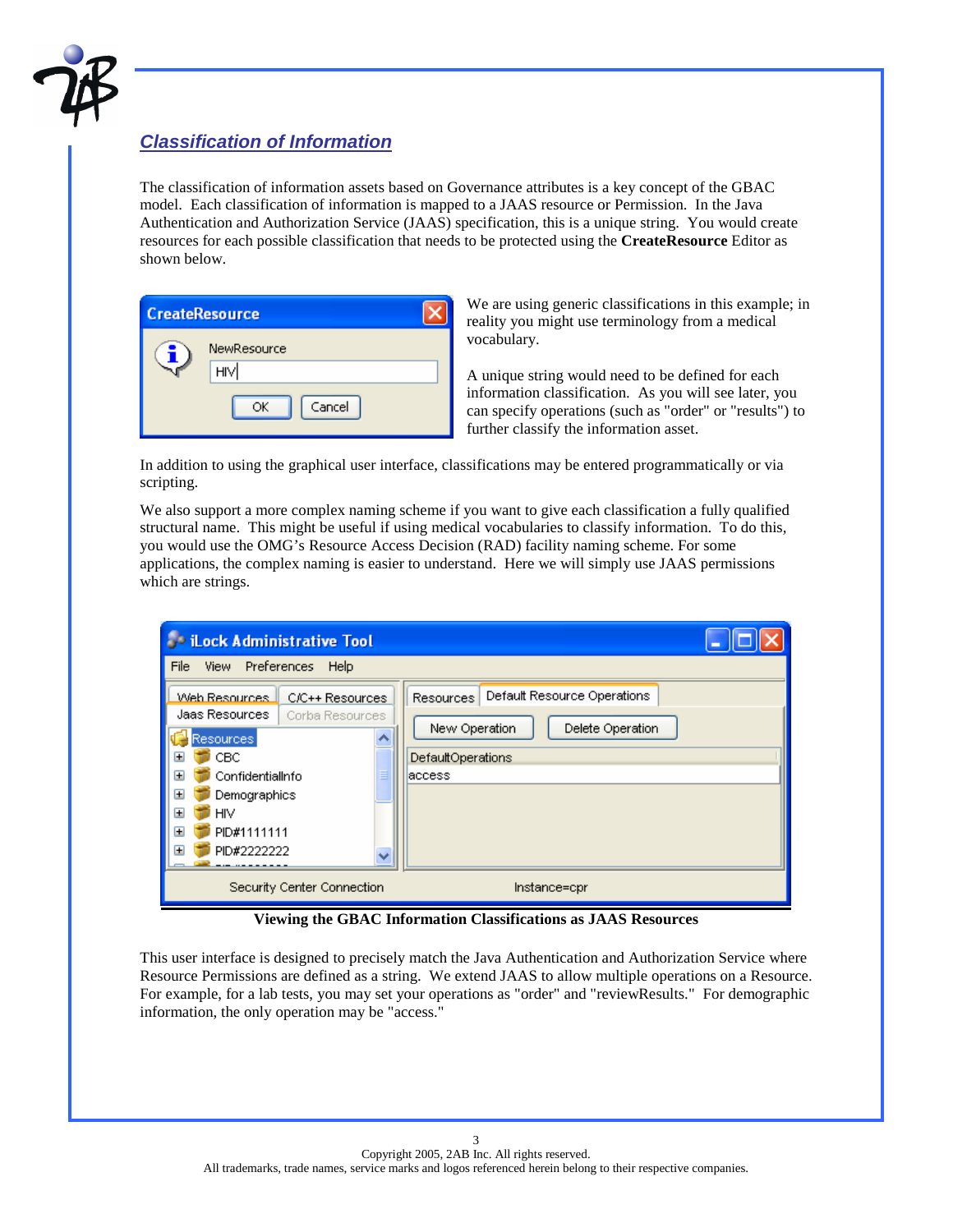## *Classification of Information*

The classification of information assets based on Governance attributes is a key concept of the GBAC model. Each classification of information is mapped to a JAAS resource or Permission. In the Java Authentication and Authorization Service (JAAS) specification, this is a unique string. You would create resources for each possible classification that needs to be protected using the **CreateResource** Editor as shown below.

We are using generic classifications in this example; in reality you might use terminology from a medical vocabulary.

A unique string would need to be defined for each information classification. As you will see later, you can specify operations (such as "order" or "results") to further classify the information asset.

In addition to using the graphical user interface, classifications may be entered programmatically or via scripting.

We also support a more complex naming scheme if you want to give each classification a fully qualified structural name. This might be useful if using medical vocabularies to classify information. To do this, you would use the OMG's Resource Access Decision (RAD) facility naming scheme. For some applications, the complex naming is easier to understand. Here we will simply use JAAS permissions which are strings.

**Viewing the GBAC Information Classifications as JAAS Resources**

This user interface is designed to precisely match the Java Authentication and Authorization Service where Resource Permissions are defined as a string. We extend JAAS to allow multiple operations on a Resource. For example, for a lab tests, you may set your operations as "order" and "reviewResults." For demographic information, the only operation may be "access."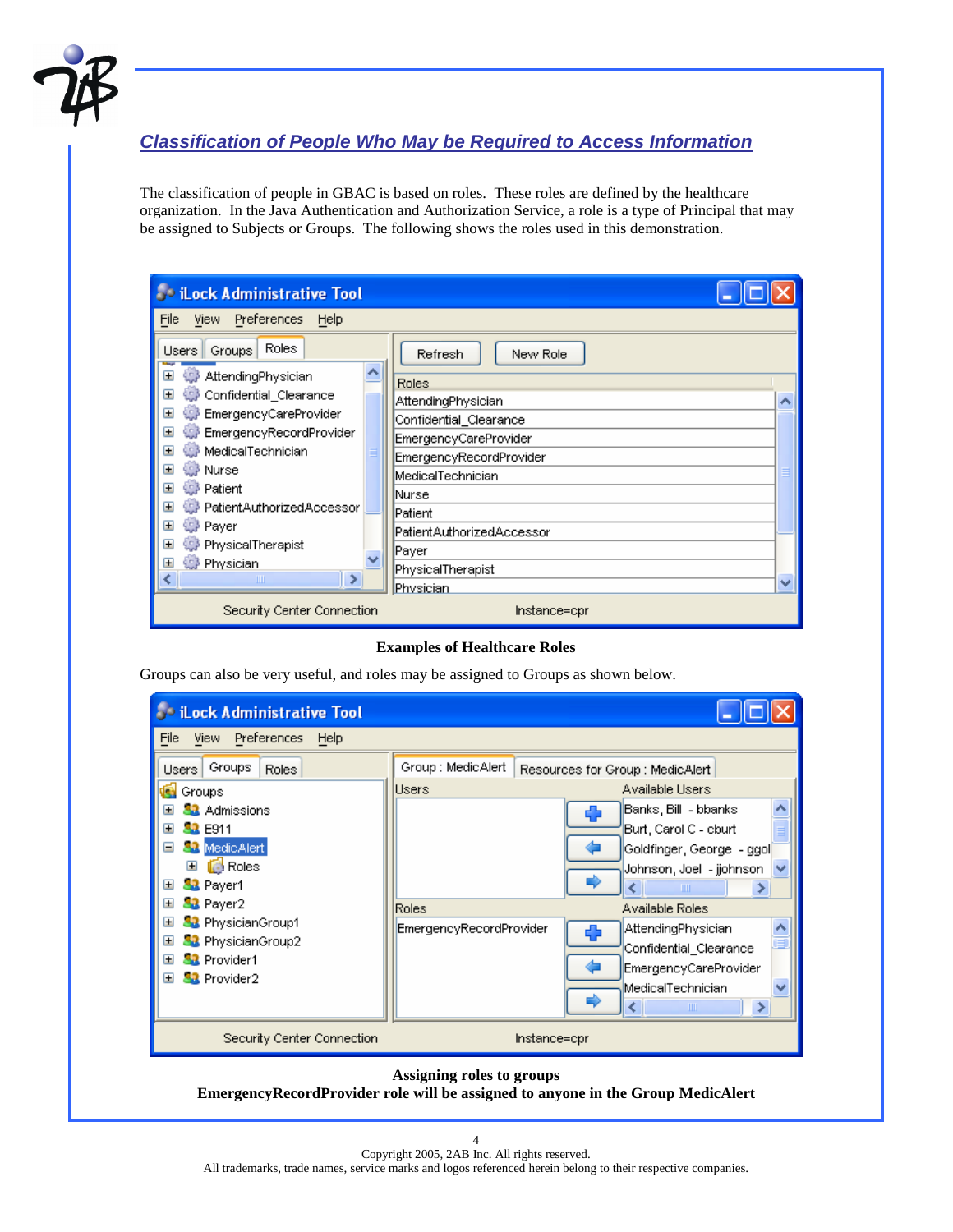## *Classification of People Who May be Required to Access Information*

The classification of people in GBAC is based on roles. These roles are defined by the healthcare organization. In the Java Authentication and Authorization Service, a role is a type of Principal that may be assigned to Subjects or Groups. The following shows the roles used in this demonstration.

**Examples of Healthcare Roles**

Groups can also be very useful, and roles may be assigned to Groups as shown below.

**Assigning roles to groups**
**EmergencyRecordProvider role will be assigned to anyone in the Group MedicAlert**

Copyright 2005, 2AB Inc. All rights reserved.
All trademarks, trade names, service marks and logos referenced herein belong to their respective companies.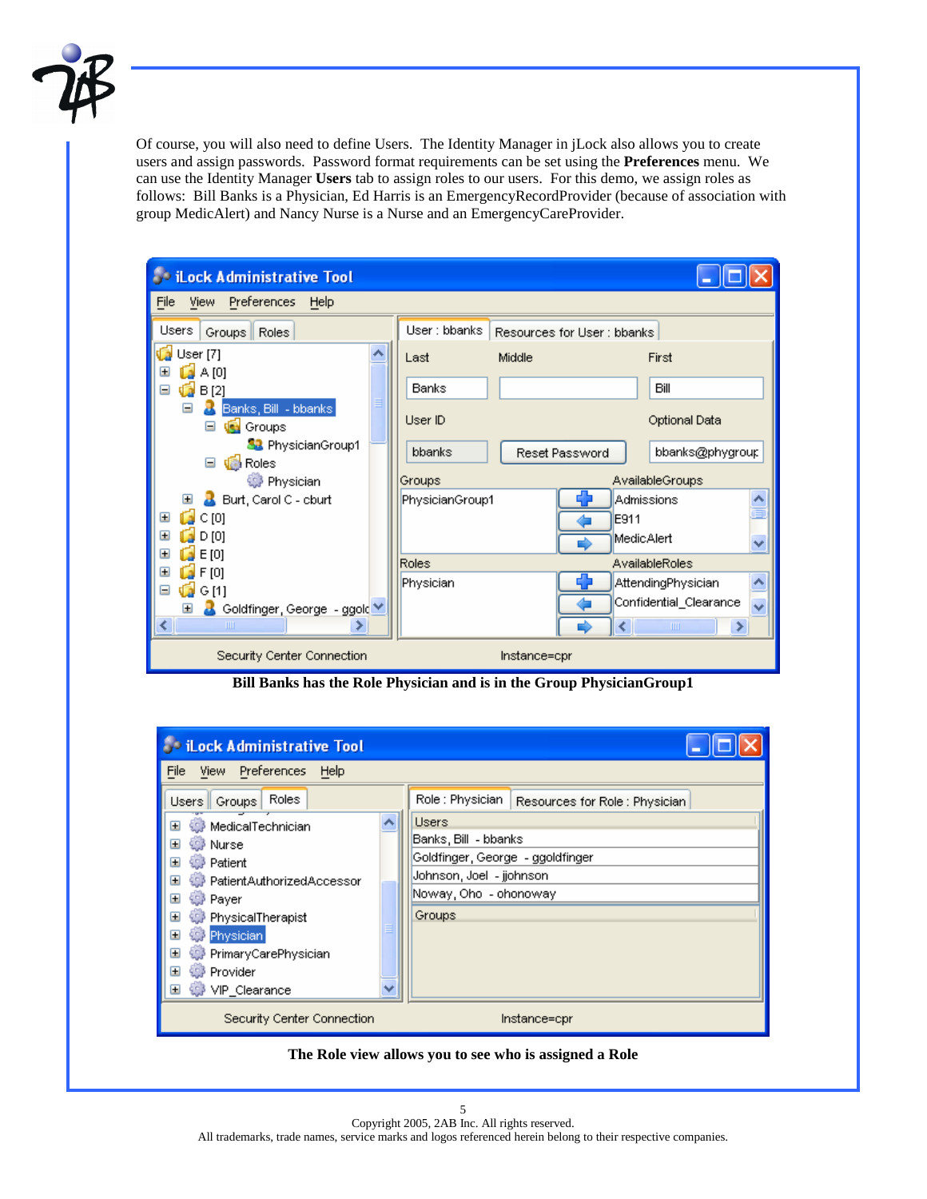Of course, you will also need to define Users. The Identity Manager in jLock also allows you to create users and assign passwords. Password format requirements can be set using the **Preferences** menu. We can use the Identity Manager **Users** tab to assign roles to our users. For this demo, we assign roles as follows: Bill Banks is a Physician, Ed Harris is an EmergencyRecordProvider (because of association with group MedicAlert) and Nancy Nurse is a Nurse and an EmergencyCareProvider.

**Bill Banks has the Role Physician and is in the Group PhysicianGroup1**

**The Role view allows you to see who is assigned a Role**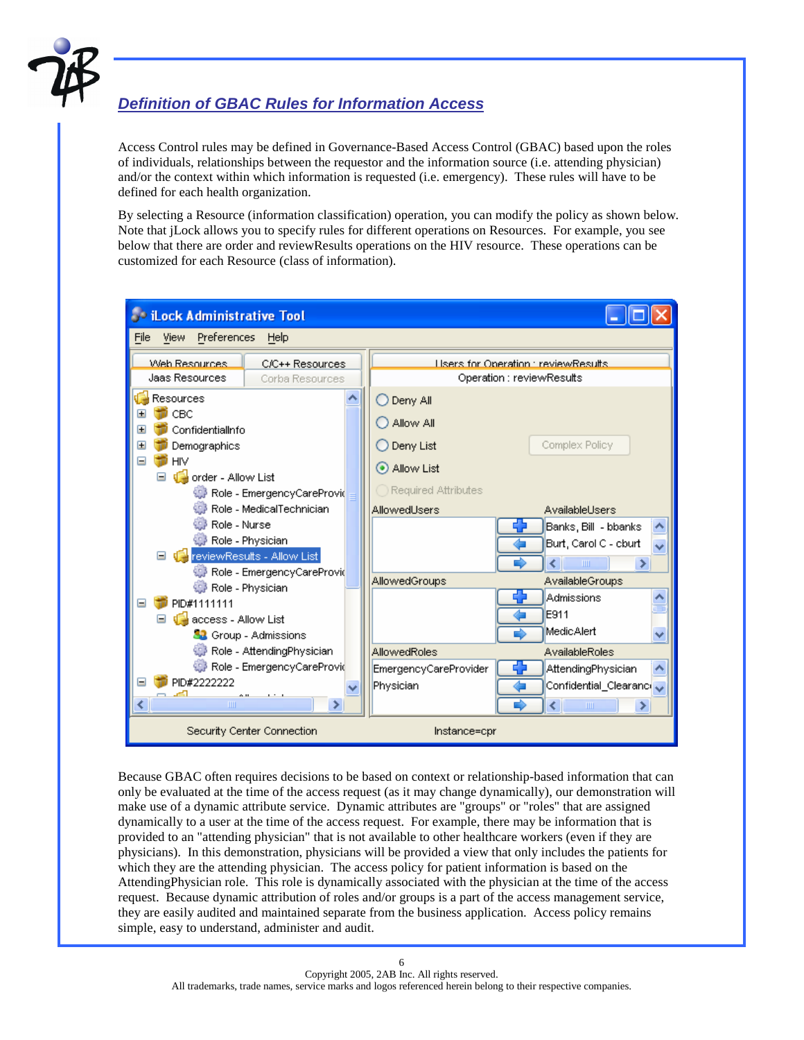## Definition of GBAC Rules for Information Access

Access Control rules may be defined in Governance-Based Access Control (GBAC) based upon the roles of individuals, relationships between the requestor and the information source (i.e. attending physician) and/or the context within which information is requested (i.e. emergency). These rules will have to be defined for each health organization.

By selecting a Resource (information classification) operation, you can modify the policy as shown below. Note that jLock allows you to specify rules for different operations on Resources. For example, you see below that there are order and reviewResults operations on the HIV resource. These operations can be customized for each Resource (class of information).

Because GBAC often requires decisions to be based on context or relationship-based information that can only be evaluated at the time of the access request (as it may change dynamically), our demonstration will make use of a dynamic attribute service. Dynamic attributes are "groups" or "roles" that are assigned dynamically to a user at the time of the access request. For example, there may be information that is provided to an "attending physician" that is not available to other healthcare workers (even if they are physicians). In this demonstration, physicians will be provided a view that only includes the patients for which they are the attending physician. The access policy for patient information is based on the AttendingPhysician role. This role is dynamically associated with the physician at the time of the access request. Because dynamic attribution of roles and/or groups is a part of the access management service, they are easily audited and maintained separate from the business application. Access policy remains simple, easy to understand, administer and audit.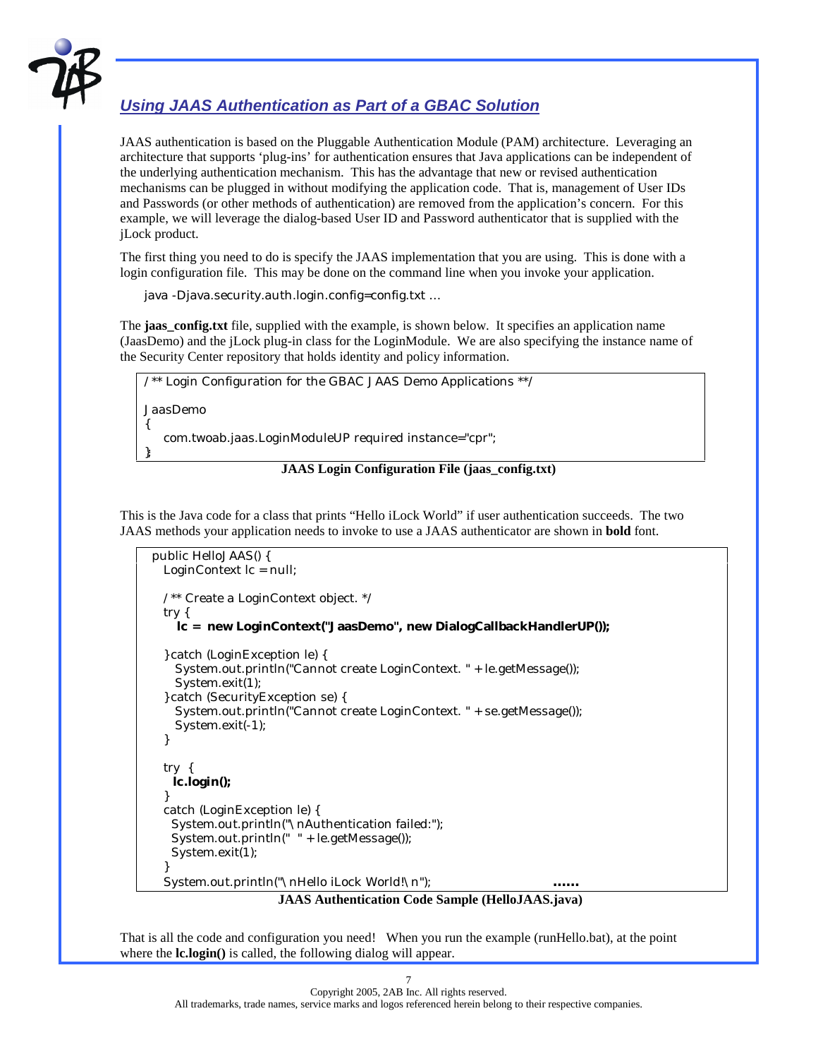## *Using JAAS Authentication as Part of a GBAC Solution*

JAAS authentication is based on the Pluggable Authentication Module (PAM) architecture. Leveraging an architecture that supports 'plug-ins' for authentication ensures that Java applications can be independent of the underlying authentication mechanism. This has the advantage that new or revised authentication mechanisms can be plugged in without modifying the application code. That is, management of User IDs and Passwords (or other methods of authentication) are removed from the application's concern. For this example, we will leverage the dialog-based User ID and Password authenticator that is supplied with the jLock product.

The first thing you need to do is specify the JAAS implementation that you are using. This is done with a login configuration file. This may be done on the command line when you invoke your application.

```
java -Djava.security.auth.login.config=config.txt …
```

The **jaas_config.txt** file, supplied with the example, is shown below. It specifies an application name (JaasDemo) and the jLock plug-in class for the LoginModule. We are also specifying the instance name of the Security Center repository that holds identity and policy information.

```
/** Login Configuration for the GBAC JAAS Demo Applications **/

JaasDemo
{
   com.twoab.jaas.LoginModuleUP required instance="cpr";
};
```

**JAAS Login Configuration File (jaas_config.txt)**

This is the Java code for a class that prints "Hello iLock World" if user authentication succeeds. The two JAAS methods your application needs to invoke to use a JAAS authenticator are shown in **bold** font.

```
public HelloJAAS() {
   LoginContext lc = null;

   /** Create a LoginContext object. */
   try {
      lc = new LoginContext("JaasDemo", new DialogCallbackHandlerUP());

   }catch (LoginException le) {
      System.out.println("Cannot create LoginContext. " + le.getMessage());
      System.exit(1);
   }catch (SecurityException se) {
      System.out.println("Cannot create LoginContext. " + se.getMessage());
      System.exit(-1);
   }

   try  {
     lc.login();
   }
   catch (LoginException le) {
     System.out.println("\nAuthentication failed:");
     System.out.println("  " + le.getMessage());
     System.exit(1);
   }
   System.out.println("\nHello iLock World!\n");                    ......
```

**JAAS Authentication Code Sample (HelloJAAS.java)**

That is all the code and configuration you need! When you run the example (runHello.bat), at the point where the **lc.login()** is called, the following dialog will appear.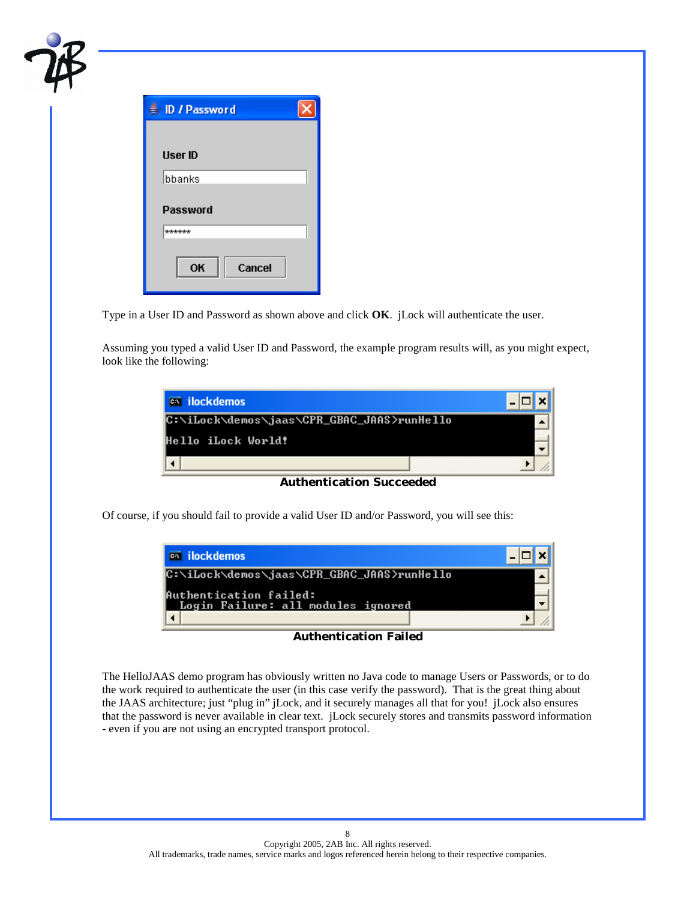Type in a User ID and Password as shown above and click **OK**. jLock will authenticate the user.

Assuming you typed a valid User ID and Password, the example program results will, as you might expect, look like the following:

```
C:\iLock\demos\jaas\CPR_GBAC_JAAS>runHello

Hello iLock World!
```

**Authentication Succeeded**

Of course, if you should fail to provide a valid User ID and/or Password, you will see this:

```
C:\iLock\demos\jaas\CPR_GBAC_JAAS>runHello

Authentication failed:
  Login Failure: all modules ignored
```

**Authentication Failed**

The HelloJAAS demo program has obviously written no Java code to manage Users or Passwords, or to do the work required to authenticate the user (in this case verify the password). That is the great thing about the JAAS architecture; just "plug in" jLock, and it securely manages all that for you! jLock also ensures that the password is never available in clear text. jLock securely stores and transmits password information - even if you are not using an encrypted transport protocol.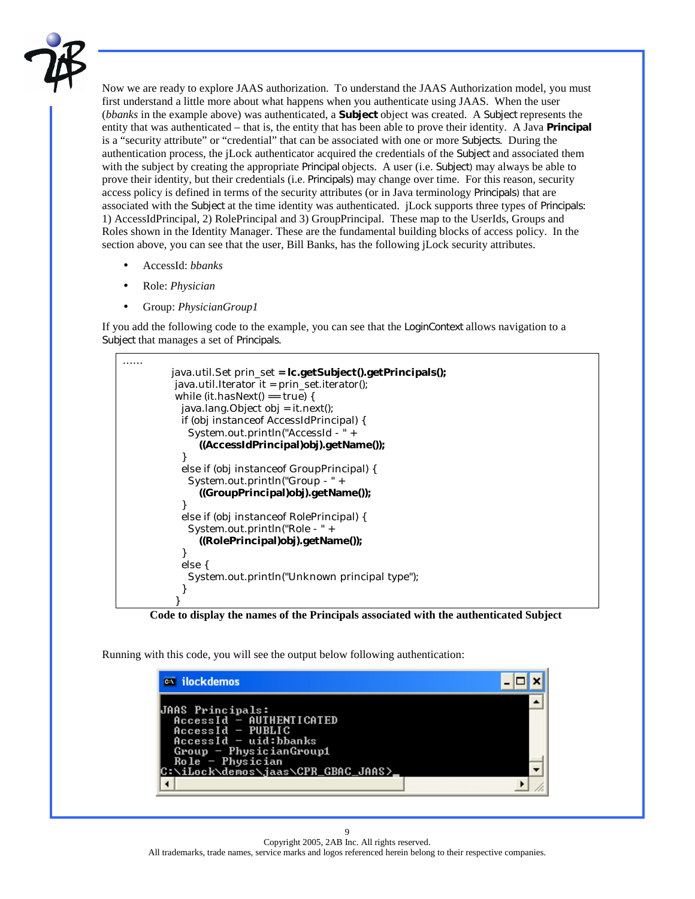Now we are ready to explore JAAS authorization. To understand the JAAS Authorization model, you must first understand a little more about what happens when you authenticate using JAAS. When the user (*bbanks* in the example above) was authenticated, a **Subject** object was created. A Subject represents the entity that was authenticated – that is, the entity that has been able to prove their identity. A Java **Principal** is a "security attribute" or "credential" that can be associated with one or more Subjects. During the authentication process, the jLock authenticator acquired the credentials of the Subject and associated them with the subject by creating the appropriate Principal objects. A user (i.e. Subject) may always be able to prove their identity, but their credentials (i.e. Principals) may change over time. For this reason, security access policy is defined in terms of the security attributes (or in Java terminology Principals) that are associated with the Subject at the time identity was authenticated. jLock supports three types of Principals: 1) AccessIdPrincipal, 2) RolePrincipal and 3) GroupPrincipal. These map to the UserIds, Groups and Roles shown in the Identity Manager. These are the fundamental building blocks of access policy. In the section above, you can see that the user, Bill Banks, has the following jLock security attributes.

- AccessId: *bbanks*
- Role: *Physician*
- Group: *PhysicianGroup1*

If you add the following code to the example, you can see that the LoginContext allows navigation to a Subject that manages a set of Principals.

```
......
        java.util.Set prin_set = lc.getSubject().getPrincipals();
        java.util.Iterator it = prin_set.iterator();
        while (it.hasNext() == true) {
          java.lang.Object obj = it.next();
          if (obj instanceof AccessIdPrincipal) {
            System.out.println("AccessId - " +
              ((AccessIdPrincipal)obj).getName());
          }
          else if (obj instanceof GroupPrincipal) {
            System.out.println("Group - " +
              ((GroupPrincipal)obj).getName());
          }
          else if (obj instanceof RolePrincipal) {
            System.out.println("Role - " +
              ((RolePrincipal)obj).getName());
          }
          else {
            System.out.println("Unknown principal type");
          }
        }
```

**Code to display the names of the Principals associated with the authenticated Subject**

Running with this code, you will see the output below following authentication:

```
jlockdemos
JAAS Principals:
   AccessId - AUTHENTICATED
   AccessId - PUBLIC
   AccessId - uid:bbanks
   Group - PhysicianGroup1
   Role - Physician
C:\iLock\demos\jaas\CPR_GBAC_JAAS>_
```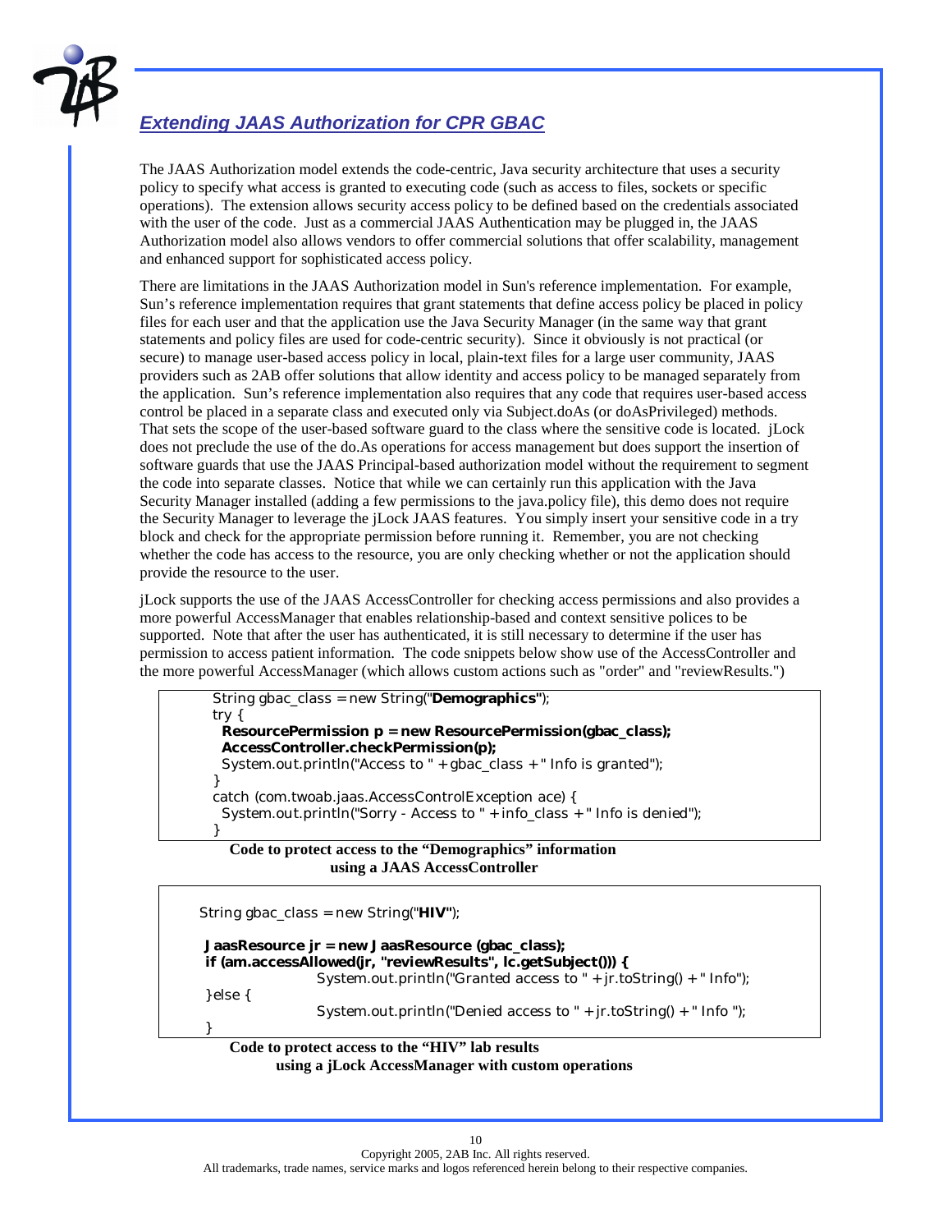## *Extending JAAS Authorization for CPR GBAC*

The JAAS Authorization model extends the code-centric, Java security architecture that uses a security policy to specify what access is granted to executing code (such as access to files, sockets or specific operations). The extension allows security access policy to be defined based on the credentials associated with the user of the code. Just as a commercial JAAS Authentication may be plugged in, the JAAS Authorization model also allows vendors to offer commercial solutions that offer scalability, management and enhanced support for sophisticated access policy.

There are limitations in the JAAS Authorization model in Sun's reference implementation. For example, Sun's reference implementation requires that grant statements that define access policy be placed in policy files for each user and that the application use the Java Security Manager (in the same way that grant statements and policy files are used for code-centric security). Since it obviously is not practical (or secure) to manage user-based access policy in local, plain-text files for a large user community, JAAS providers such as 2AB offer solutions that allow identity and access policy to be managed separately from the application. Sun's reference implementation also requires that any code that requires user-based access control be placed in a separate class and executed only via Subject.doAs (or doAsPrivileged) methods. That sets the scope of the user-based software guard to the class where the sensitive code is located. jLock does not preclude the use of the do.As operations for access management but does support the insertion of software guards that use the JAAS Principal-based authorization model without the requirement to segment the code into separate classes. Notice that while we can certainly run this application with the Java Security Manager installed (adding a few permissions to the java.policy file), this demo does not require the Security Manager to leverage the jLock JAAS features. You simply insert your sensitive code in a try block and check for the appropriate permission before running it. Remember, you are not checking whether the code has access to the resource, you are only checking whether or not the application should provide the resource to the user.

jLock supports the use of the JAAS AccessController for checking access permissions and also provides a more powerful AccessManager that enables relationship-based and context sensitive polices to be supported. Note that after the user has authenticated, it is still necessary to determine if the user has permission to access patient information. The code snippets below show use of the AccessController and the more powerful AccessManager (which allows custom actions such as "order" and "reviewResults.")

```
String gbac_class = new String("Demographics");
try {
  ResourcePermission p = new ResourcePermission(gbac_class);
  AccessController.checkPermission(p);
  System.out.println("Access to " + gbac_class + " Info is granted");
}
catch (com.twoab.jaas.AccessControlException ace) {
  System.out.println("Sorry - Access to " + info_class + " Info is denied");
}
```

**Code to protect access to the "Demographics" information using a JAAS AccessController**

```
String gbac_class = new String("HIV");

 JaasResource jr = new JaasResource (gbac_class);
 if (am.accessAllowed(jr, "reviewResults", lc.getSubject())) {
               System.out.println("Granted access to " + jr.toString() + " Info");
 }else {
               System.out.println("Denied access to " + jr.toString() + " Info ");
 }
```

**Code to protect access to the "HIV" lab results using a jLock AccessManager with custom operations**

Copyright 2005, 2AB Inc. All rights reserved.
All trademarks, trade names, service marks and logos referenced herein belong to their respective companies.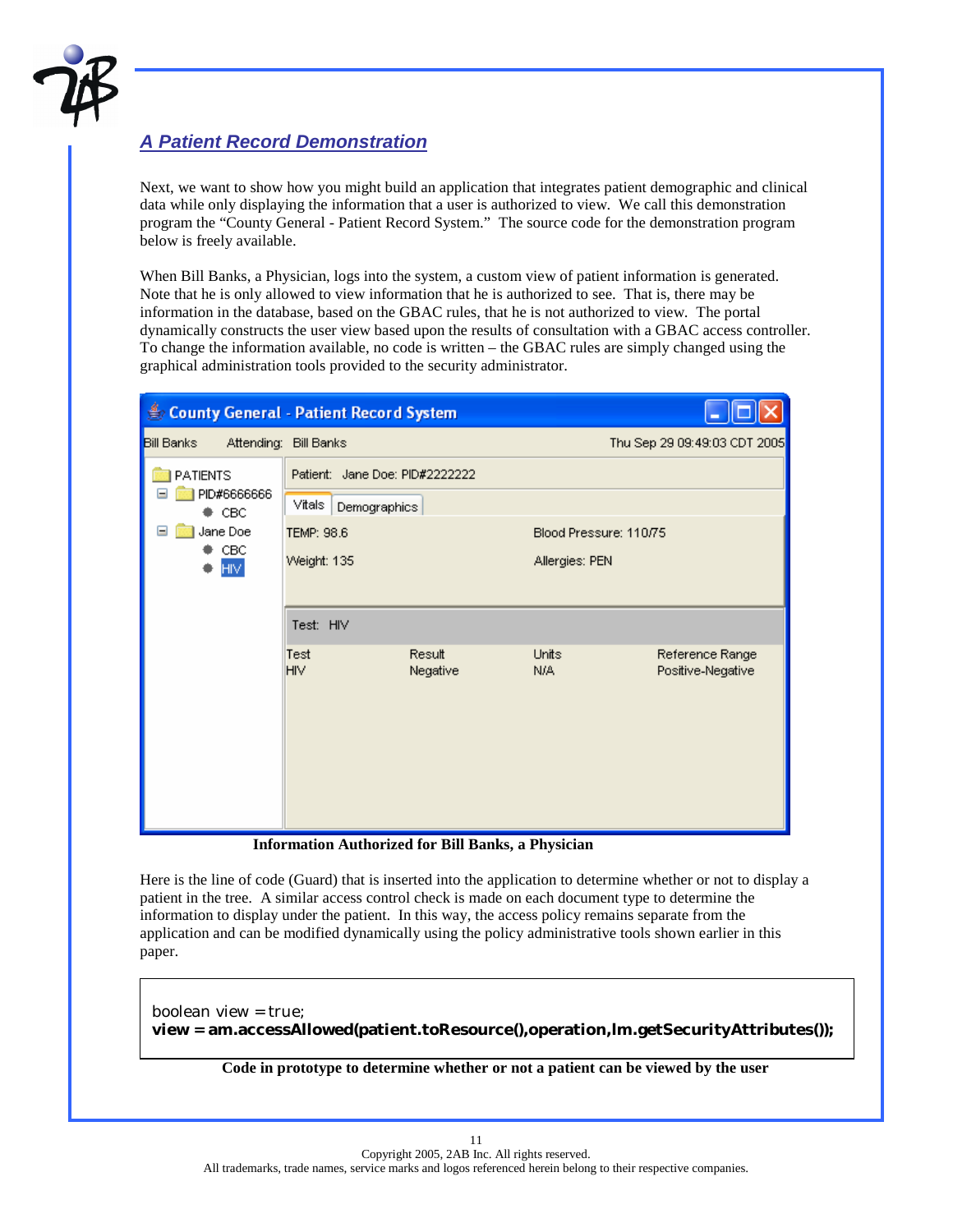## *A Patient Record Demonstration*

Next, we want to show how you might build an application that integrates patient demographic and clinical data while only displaying the information that a user is authorized to view. We call this demonstration program the "County General - Patient Record System." The source code for the demonstration program below is freely available.

When Bill Banks, a Physician, logs into the system, a custom view of patient information is generated. Note that he is only allowed to view information that he is authorized to see. That is, there may be information in the database, based on the GBAC rules, that he is not authorized to view. The portal dynamically constructs the user view based upon the results of consultation with a GBAC access controller. To change the information available, no code is written – the GBAC rules are simply changed using the graphical administration tools provided to the security administrator.

**Information Authorized for Bill Banks, a Physician**

Here is the line of code (Guard) that is inserted into the application to determine whether or not to display a patient in the tree. A similar access control check is made on each document type to determine the information to display under the patient. In this way, the access policy remains separate from the application and can be modified dynamically using the policy administrative tools shown earlier in this paper.

```
boolean view = true;
view = am.accessAllowed(patient.toResource(),operation,lm.getSecurityAttributes());
```

**Code in prototype to determine whether or not a patient can be viewed by the user**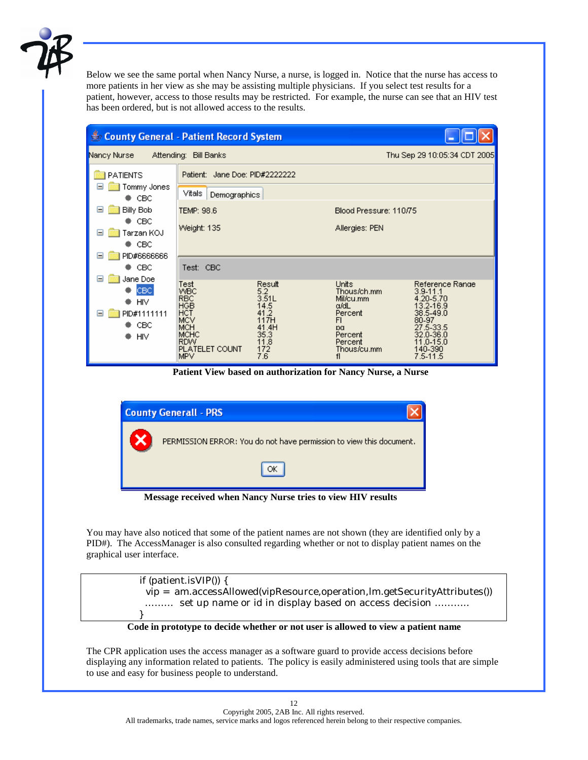Below we see the same portal when Nancy Nurse, a nurse, is logged in. Notice that the nurse has access to more patients in her view as she may be assisting multiple physicians. If you select test results for a patient, however, access to those results may be restricted. For example, the nurse can see that an HIV test has been ordered, but is not allowed access to the results.

**Patient View based on authorization for Nancy Nurse, a Nurse**

**Message received when Nancy Nurse tries to view HIV results**

You may have also noticed that some of the patient names are not shown (they are identified only by a PID#). The AccessManager is also consulted regarding whether or not to display patient names on the graphical user interface.

```
if (patient.isVIP()) {
  vip = am.accessAllowed(vipResource,operation,lm.getSecurityAttributes())
 ......... set up name or id in display based on access decision ...........
}
```

**Code in prototype to decide whether or not user is allowed to view a patient name**

The CPR application uses the access manager as a software guard to provide access decisions before displaying any information related to patients. The policy is easily administered using tools that are simple to use and easy for business people to understand.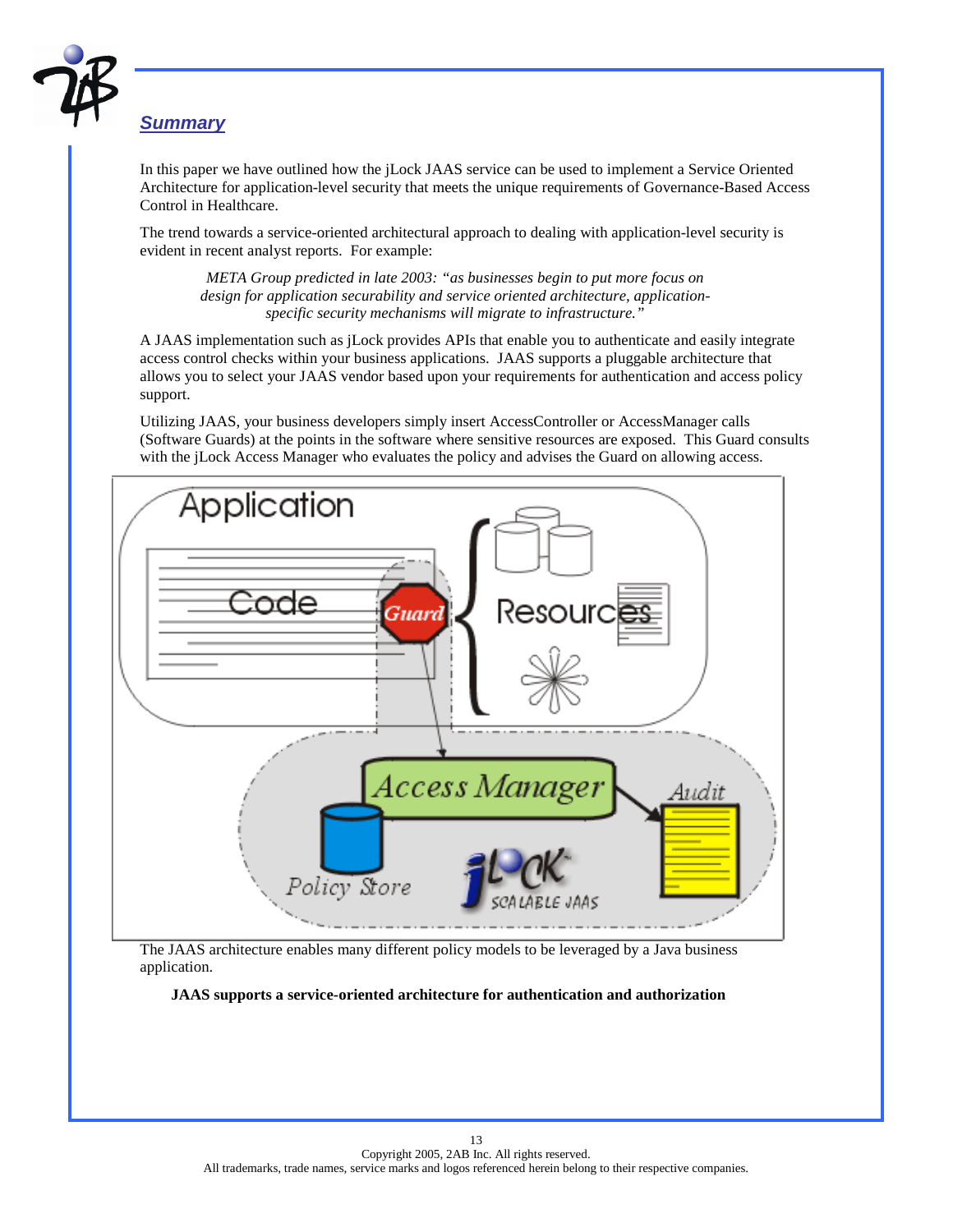## Summary

In this paper we have outlined how the jLock JAAS service can be used to implement a Service Oriented Architecture for application-level security that meets the unique requirements of Governance-Based Access Control in Healthcare.

The trend towards a service-oriented architectural approach to dealing with application-level security is evident in recent analyst reports. For example:

> *META Group predicted in late 2003: "as businesses begin to put more focus on design for application securability and service oriented architecture, application-specific security mechanisms will migrate to infrastructure."*

A JAAS implementation such as jLock provides APIs that enable you to authenticate and easily integrate access control checks within your business applications. JAAS supports a pluggable architecture that allows you to select your JAAS vendor based upon your requirements for authentication and access policy support.

Utilizing JAAS, your business developers simply insert AccessController or AccessManager calls (Software Guards) at the points in the software where sensitive resources are exposed. This Guard consults with the jLock Access Manager who evaluates the policy and advises the Guard on allowing access.

The JAAS architecture enables many different policy models to be leveraged by a Java business application.

**JAAS supports a service-oriented architecture for authentication and authorization**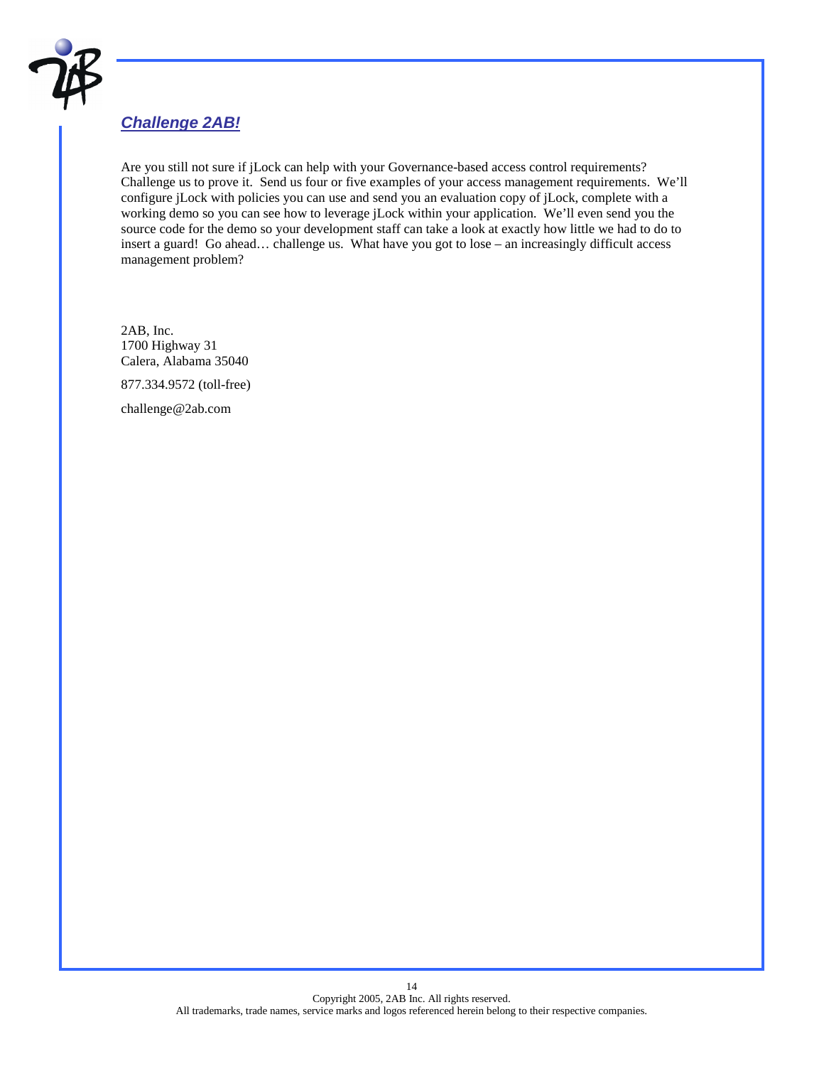## ***Challenge 2AB!***

Are you still not sure if jLock can help with your Governance-based access control requirements? Challenge us to prove it. Send us four or five examples of your access management requirements. We'll configure jLock with policies you can use and send you an evaluation copy of jLock, complete with a working demo so you can see how to leverage jLock within your application. We'll even send you the source code for the demo so your development staff can take a look at exactly how little we had to do to insert a guard! Go ahead… challenge us. What have you got to lose – an increasingly difficult access management problem?

2AB, Inc.
1700 Highway 31
Calera, Alabama 35040

877.334.9572 (toll-free)

challenge@2ab.com

Copyright 2005, 2AB Inc. All rights reserved.
All trademarks, trade names, service marks and logos referenced herein belong to their respective companies.